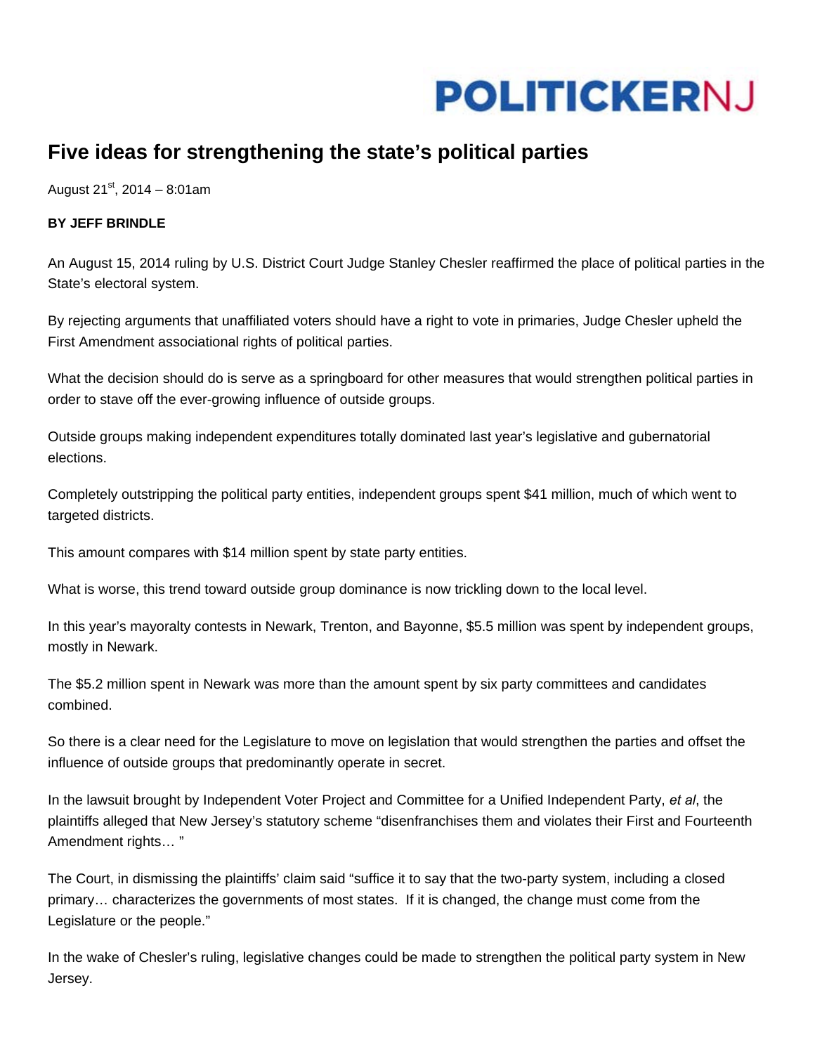POLITICKERNJ

# Five ideas for strengthening the state's political parties

August 21st, 2014 – 8:01am

**BY JEFF BRINDLE**

An August 15, 2014 ruling by U.S. District Court Judge Stanley Chesler reaffirmed the place of political parties in the State's electoral system.

By rejecting arguments that unaffiliated voters should have a right to vote in primaries, Judge Chesler upheld the First Amendment associational rights of political parties.

What the decision should do is serve as a springboard for other measures that would strengthen political parties in order to stave off the ever-growing influence of outside groups.

Outside groups making independent expenditures totally dominated last year's legislative and gubernatorial elections.

Completely outstripping the political party entities, independent groups spent $41 million, much of which went to targeted districts.

This amount compares with $14 million spent by state party entities.

What is worse, this trend toward outside group dominance is now trickling down to the local level.

In this year's mayoralty contests in Newark, Trenton, and Bayonne, $5.5 million was spent by independent groups, mostly in Newark.

The $5.2 million spent in Newark was more than the amount spent by six party committees and candidates combined.

So there is a clear need for the Legislature to move on legislation that would strengthen the parties and offset the influence of outside groups that predominantly operate in secret.

In the lawsuit brought by Independent Voter Project and Committee for a Unified Independent Party, *et al*, the plaintiffs alleged that New Jersey's statutory scheme "disenfranchises them and violates their First and Fourteenth Amendment rights… "

The Court, in dismissing the plaintiffs' claim said "suffice it to say that the two-party system, including a closed primary… characterizes the governments of most states. If it is changed, the change must come from the Legislature or the people."

In the wake of Chesler's ruling, legislative changes could be made to strengthen the political party system in New Jersey.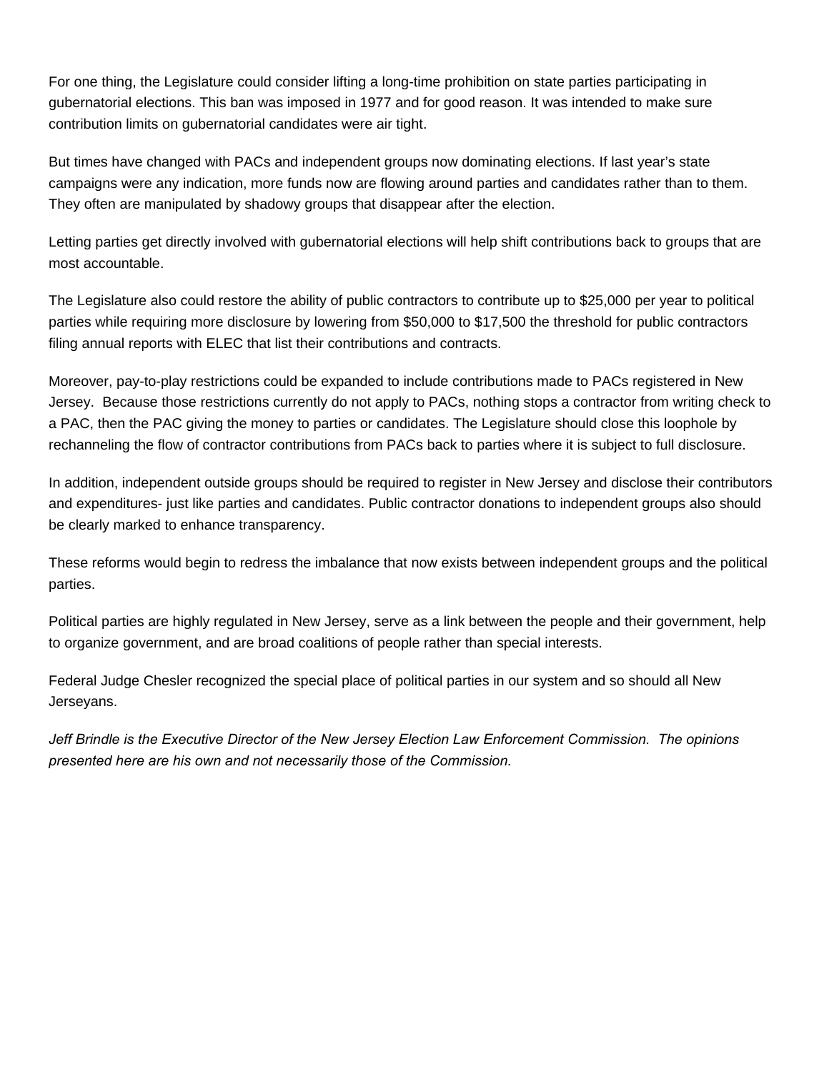For one thing, the Legislature could consider lifting a long-time prohibition on state parties participating in gubernatorial elections. This ban was imposed in 1977 and for good reason. It was intended to make sure contribution limits on gubernatorial candidates were air tight.

But times have changed with PACs and independent groups now dominating elections. If last year's state campaigns were any indication, more funds now are flowing around parties and candidates rather than to them. They often are manipulated by shadowy groups that disappear after the election.

Letting parties get directly involved with gubernatorial elections will help shift contributions back to groups that are most accountable.

The Legislature also could restore the ability of public contractors to contribute up to $25,000 per year to political parties while requiring more disclosure by lowering from $50,000 to $17,500 the threshold for public contractors filing annual reports with ELEC that list their contributions and contracts.

Moreover, pay-to-play restrictions could be expanded to include contributions made to PACs registered in New Jersey.  Because those restrictions currently do not apply to PACs, nothing stops a contractor from writing check to a PAC, then the PAC giving the money to parties or candidates. The Legislature should close this loophole by rechanneling the flow of contractor contributions from PACs back to parties where it is subject to full disclosure.

In addition, independent outside groups should be required to register in New Jersey and disclose their contributors and expenditures- just like parties and candidates. Public contractor donations to independent groups also should be clearly marked to enhance transparency.

These reforms would begin to redress the imbalance that now exists between independent groups and the political parties.

Political parties are highly regulated in New Jersey, serve as a link between the people and their government, help to organize government, and are broad coalitions of people rather than special interests.

Federal Judge Chesler recognized the special place of political parties in our system and so should all New Jerseyans.

*Jeff Brindle is the Executive Director of the New Jersey Election Law Enforcement Commission.  The opinions presented here are his own and not necessarily those of the Commission.*